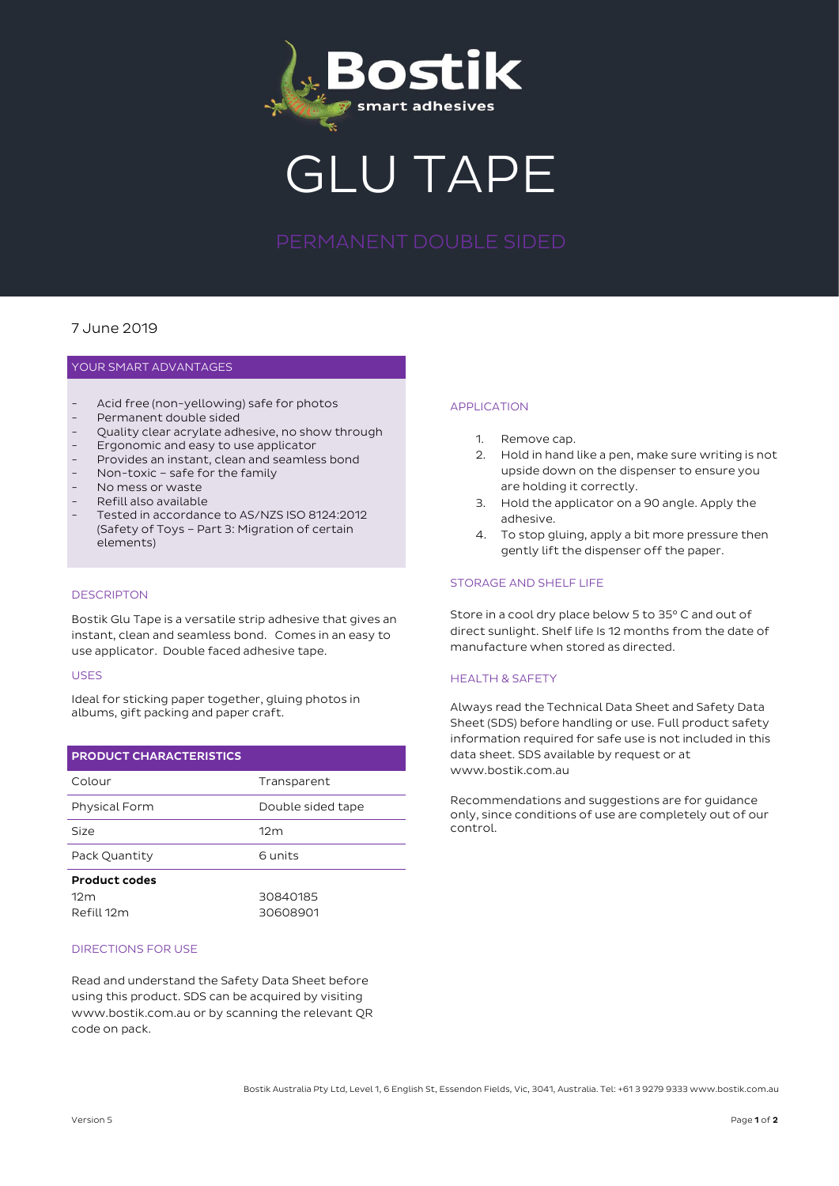# GLU TAPE

## PERMANENT DOUBLE SIDED

7 June 2019

### YOUR SMART ADVANTAGES

- Acid free (non-yellowing) safe for photos
- Permanent double sided
- Quality clear acrylate adhesive, no show through
- Ergonomic and easy to use applicator
- Provides an instant, clean and seamless bond
- Non-toxic – safe for the family
- No mess or waste
- Refill also available
- Tested in accordance to AS/NZS ISO 8124:2012 (Safety of Toys – Part 3: Migration of certain elements)

### DESCRIPTON

Bostik Glu Tape is a versatile strip adhesive that gives an instant, clean and seamless bond. Comes in an easy to use applicator. Double faced adhesive tape.

### USES

Ideal for sticking paper together, gluing photos in albums, gift packing and paper craft.

### PRODUCT CHARACTERISTICS

| | |
|---|---|
| Colour | Transparent |
| Physical Form | Double sided tape |
| Size | 12m |
| Pack Quantity | 6 units |

**Product codes**

| | |
|---|---|
| 12m | 30840185 |
| Refill 12m | 30608901 |

### DIRECTIONS FOR USE

Read and understand the Safety Data Sheet before using this product. SDS can be acquired by visiting www.bostik.com.au or by scanning the relevant QR code on pack.

### APPLICATION

1. Remove cap.
2. Hold in hand like a pen, make sure writing is not upside down on the dispenser to ensure you are holding it correctly.
3. Hold the applicator on a 90 angle. Apply the adhesive.
4. To stop gluing, apply a bit more pressure then gently lift the dispenser off the paper.

### STORAGE AND SHELF LIFE

Store in a cool dry place below 5 to 35° C and out of direct sunlight. Shelf life Is 12 months from the date of manufacture when stored as directed.

### HEALTH & SAFETY

Always read the Technical Data Sheet and Safety Data Sheet (SDS) before handling or use. Full product safety information required for safe use is not included in this data sheet. SDS available by request or at www.bostik.com.au

Recommendations and suggestions are for guidance only, since conditions of use are completely out of our control.

Bostik Australia Pty Ltd, Level 1, 6 English St, Essendon Fields, Vic, 3041, Australia. Tel: +61 3 9279 9333 www.bostik.com.au

Version 5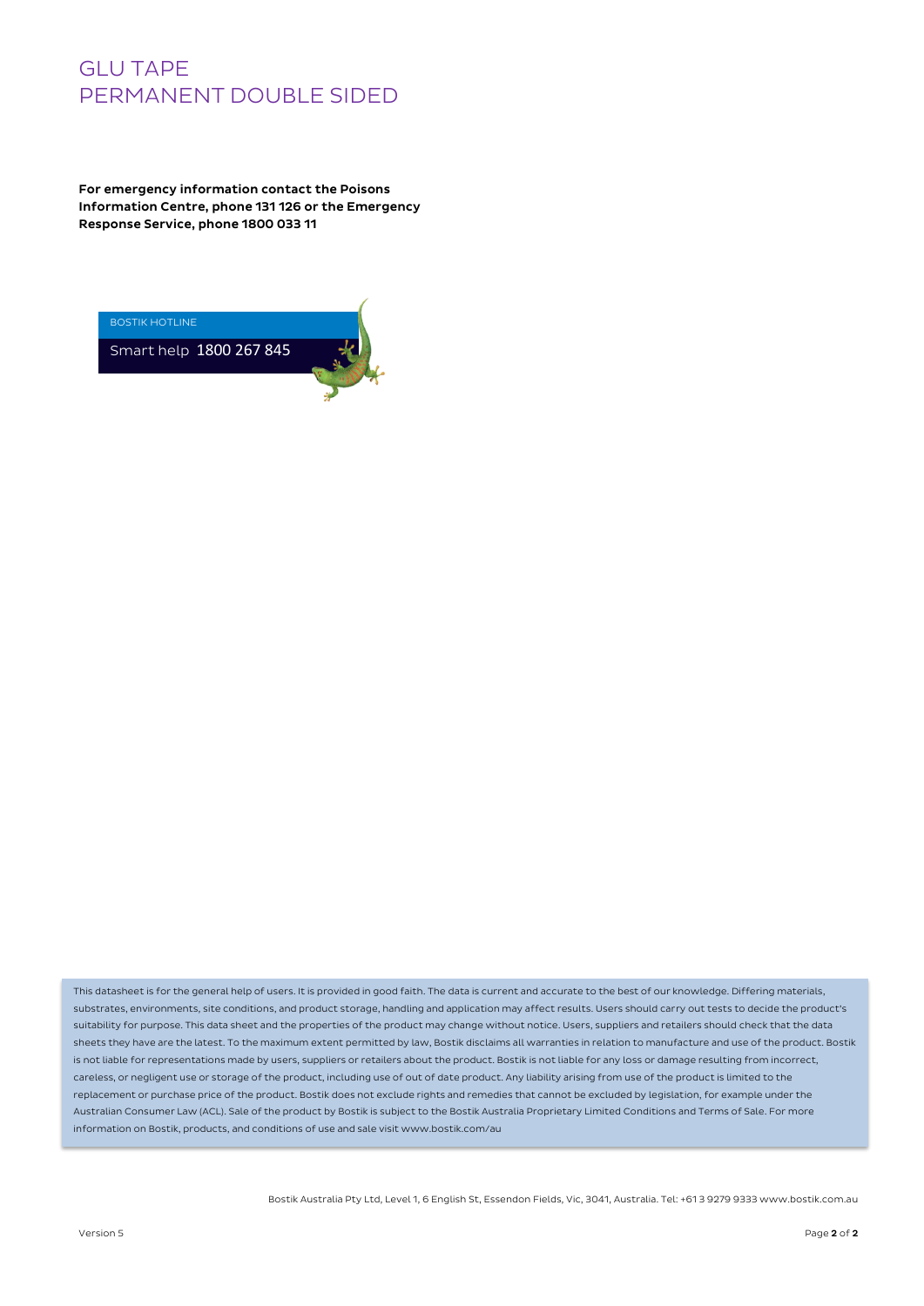# GLU TAPE
# PERMANENT DOUBLE SIDED

**For emergency information contact the Poisons Information Centre, phone 131 126 or the Emergency Response Service, phone 1800 033 11**

BOSTIK HOTLINE

Smart help 1800 267 845

This datasheet is for the general help of users. It is provided in good faith. The data is current and accurate to the best of our knowledge. Differing materials, substrates, environments, site conditions, and product storage, handling and application may affect results. Users should carry out tests to decide the product's suitability for purpose. This data sheet and the properties of the product may change without notice. Users, suppliers and retailers should check that the data sheets they have are the latest. To the maximum extent permitted by law, Bostik disclaims all warranties in relation to manufacture and use of the product. Bostik is not liable for representations made by users, suppliers or retailers about the product. Bostik is not liable for any loss or damage resulting from incorrect, careless, or negligent use or storage of the product, including use of out of date product. Any liability arising from use of the product is limited to the replacement or purchase price of the product. Bostik does not exclude rights and remedies that cannot be excluded by legislation, for example under the Australian Consumer Law (ACL). Sale of the product by Bostik is subject to the Bostik Australia Proprietary Limited Conditions and Terms of Sale. For more information on Bostik, products, and conditions of use and sale visit www.bostik.com/au

Bostik Australia Pty Ltd, Level 1, 6 English St, Essendon Fields, Vic, 3041, Australia. Tel: +61 3 9279 9333 www.bostik.com.au

Version 5